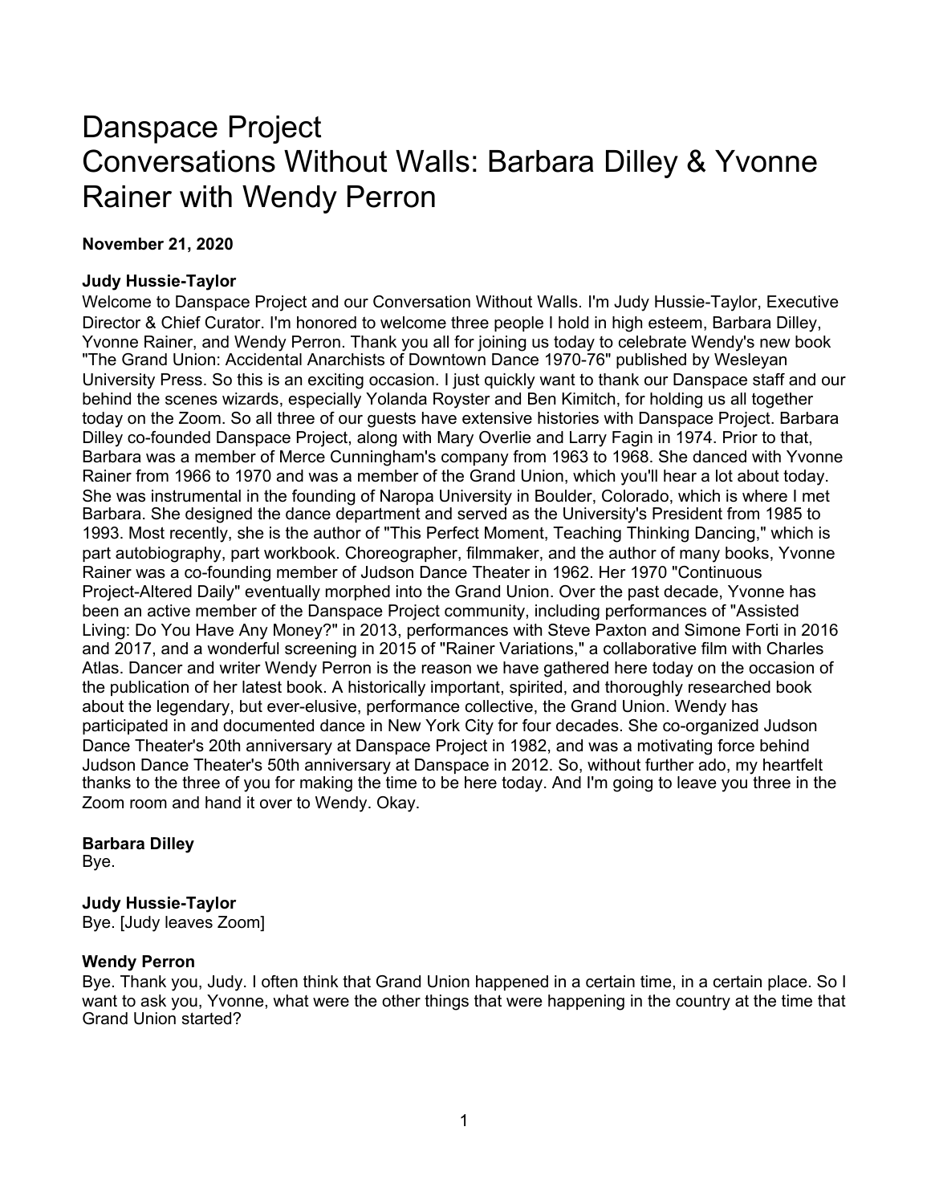# Danspace Project
# Conversations Without Walls: Barbara Dilley & Yvonne Rainer with Wendy Perron

**November 21, 2020**

**Judy Hussie-Taylor**
Welcome to Danspace Project and our Conversation Without Walls. I'm Judy Hussie-Taylor, Executive Director & Chief Curator. I'm honored to welcome three people I hold in high esteem, Barbara Dilley, Yvonne Rainer, and Wendy Perron. Thank you all for joining us today to celebrate Wendy's new book "The Grand Union: Accidental Anarchists of Downtown Dance 1970-76" published by Wesleyan University Press. So this is an exciting occasion. I just quickly want to thank our Danspace staff and our behind the scenes wizards, especially Yolanda Royster and Ben Kimitch, for holding us all together today on the Zoom. So all three of our guests have extensive histories with Danspace Project. Barbara Dilley co-founded Danspace Project, along with Mary Overlie and Larry Fagin in 1974. Prior to that, Barbara was a member of Merce Cunningham's company from 1963 to 1968. She danced with Yvonne Rainer from 1966 to 1970 and was a member of the Grand Union, which you'll hear a lot about today. She was instrumental in the founding of Naropa University in Boulder, Colorado, which is where I met Barbara. She designed the dance department and served as the University's President from 1985 to 1993. Most recently, she is the author of "This Perfect Moment, Teaching Thinking Dancing," which is part autobiography, part workbook. Choreographer, filmmaker, and the author of many books, Yvonne Rainer was a co-founding member of Judson Dance Theater in 1962. Her 1970 "Continuous Project-Altered Daily" eventually morphed into the Grand Union. Over the past decade, Yvonne has been an active member of the Danspace Project community, including performances of "Assisted Living: Do You Have Any Money?" in 2013, performances with Steve Paxton and Simone Forti in 2016 and 2017, and a wonderful screening in 2015 of "Rainer Variations," a collaborative film with Charles Atlas. Dancer and writer Wendy Perron is the reason we have gathered here today on the occasion of the publication of her latest book. A historically important, spirited, and thoroughly researched book about the legendary, but ever-elusive, performance collective, the Grand Union. Wendy has participated in and documented dance in New York City for four decades. She co-organized Judson Dance Theater's 20th anniversary at Danspace Project in 1982, and was a motivating force behind Judson Dance Theater's 50th anniversary at Danspace in 2012. So, without further ado, my heartfelt thanks to the three of you for making the time to be here today. And I'm going to leave you three in the Zoom room and hand it over to Wendy. Okay.

**Barbara Dilley**
Bye.

**Judy Hussie-Taylor**
Bye. [Judy leaves Zoom]

**Wendy Perron**
Bye. Thank you, Judy. I often think that Grand Union happened in a certain time, in a certain place. So I want to ask you, Yvonne, what were the other things that were happening in the country at the time that Grand Union started?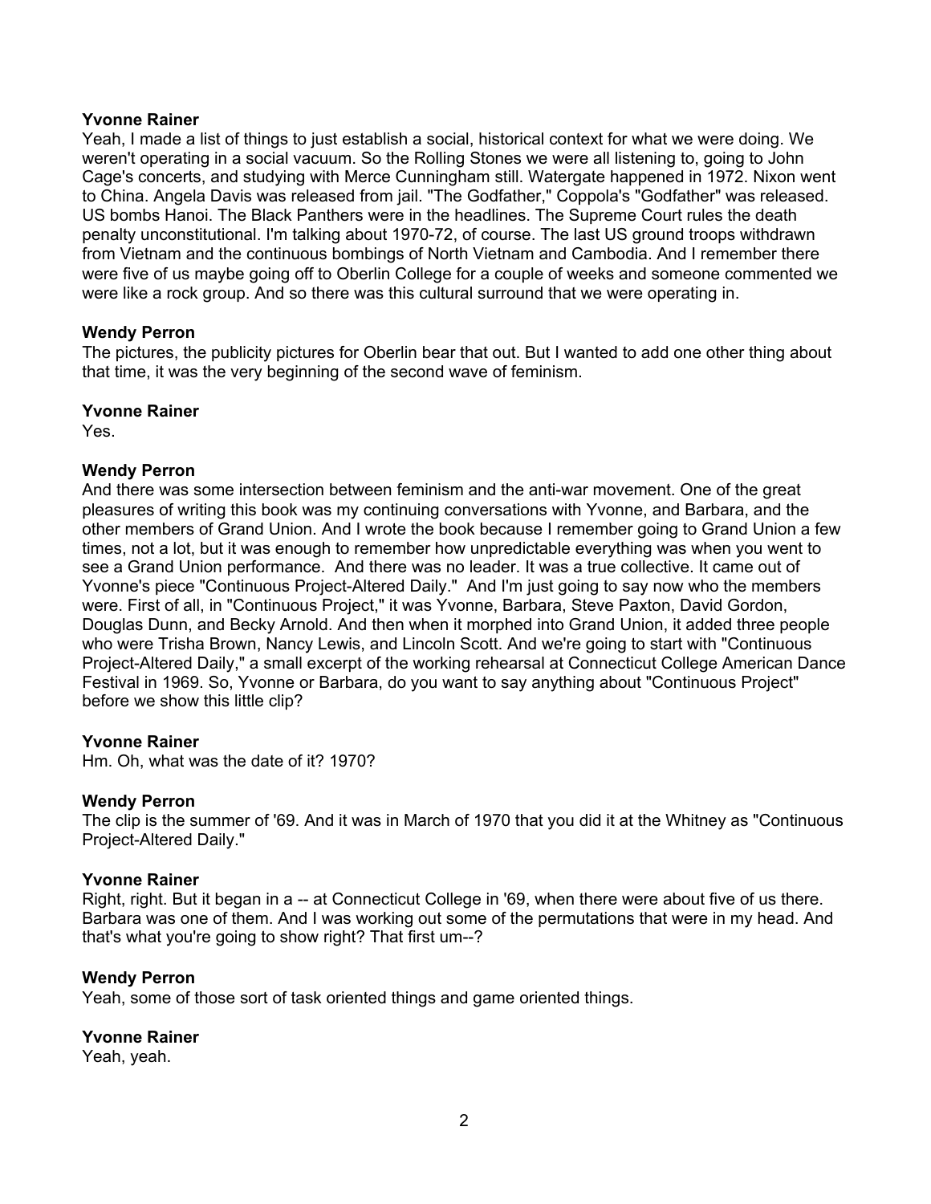**Yvonne Rainer**

Yeah, I made a list of things to just establish a social, historical context for what we were doing. We weren't operating in a social vacuum. So the Rolling Stones we were all listening to, going to John Cage's concerts, and studying with Merce Cunningham still. Watergate happened in 1972. Nixon went to China. Angela Davis was released from jail. "The Godfather," Coppola's "Godfather" was released. US bombs Hanoi. The Black Panthers were in the headlines. The Supreme Court rules the death penalty unconstitutional. I'm talking about 1970-72, of course. The last US ground troops withdrawn from Vietnam and the continuous bombings of North Vietnam and Cambodia. And I remember there were five of us maybe going off to Oberlin College for a couple of weeks and someone commented we were like a rock group. And so there was this cultural surround that we were operating in.

**Wendy Perron**

The pictures, the publicity pictures for Oberlin bear that out. But I wanted to add one other thing about that time, it was the very beginning of the second wave of feminism.

**Yvonne Rainer**

Yes.

**Wendy Perron**

And there was some intersection between feminism and the anti-war movement. One of the great pleasures of writing this book was my continuing conversations with Yvonne, and Barbara, and the other members of Grand Union. And I wrote the book because I remember going to Grand Union a few times, not a lot, but it was enough to remember how unpredictable everything was when you went to see a Grand Union performance. And there was no leader. It was a true collective. It came out of Yvonne's piece "Continuous Project-Altered Daily." And I'm just going to say now who the members were. First of all, in "Continuous Project," it was Yvonne, Barbara, Steve Paxton, David Gordon, Douglas Dunn, and Becky Arnold. And then when it morphed into Grand Union, it added three people who were Trisha Brown, Nancy Lewis, and Lincoln Scott. And we're going to start with "Continuous Project-Altered Daily," a small excerpt of the working rehearsal at Connecticut College American Dance Festival in 1969. So, Yvonne or Barbara, do you want to say anything about "Continuous Project" before we show this little clip?

**Yvonne Rainer**

Hm. Oh, what was the date of it? 1970?

**Wendy Perron**

The clip is the summer of '69. And it was in March of 1970 that you did it at the Whitney as "Continuous Project-Altered Daily."

**Yvonne Rainer**

Right, right. But it began in a -- at Connecticut College in '69, when there were about five of us there. Barbara was one of them. And I was working out some of the permutations that were in my head. And that's what you're going to show right? That first um--?

**Wendy Perron**

Yeah, some of those sort of task oriented things and game oriented things.

**Yvonne Rainer**

Yeah, yeah.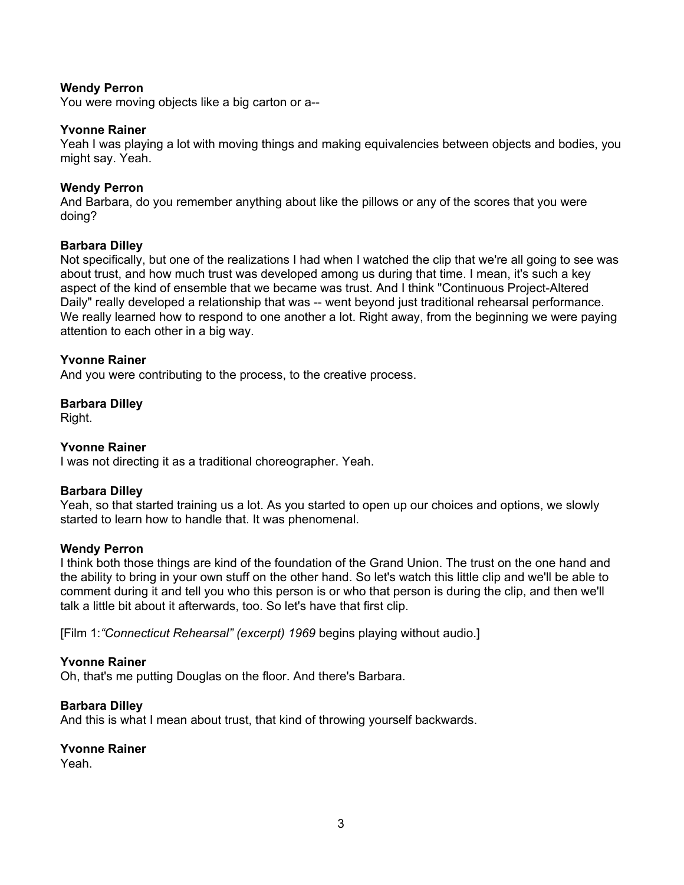**Wendy Perron**
You were moving objects like a big carton or a--

**Yvonne Rainer**
Yeah I was playing a lot with moving things and making equivalencies between objects and bodies, you might say. Yeah.

**Wendy Perron**
And Barbara, do you remember anything about like the pillows or any of the scores that you were doing?

**Barbara Dilley**
Not specifically, but one of the realizations I had when I watched the clip that we're all going to see was about trust, and how much trust was developed among us during that time. I mean, it's such a key aspect of the kind of ensemble that we became was trust. And I think "Continuous Project-Altered Daily" really developed a relationship that was -- went beyond just traditional rehearsal performance. We really learned how to respond to one another a lot. Right away, from the beginning we were paying attention to each other in a big way.

**Yvonne Rainer**
And you were contributing to the process, to the creative process.

**Barbara Dilley**
Right.

**Yvonne Rainer**
I was not directing it as a traditional choreographer. Yeah.

**Barbara Dilley**
Yeah, so that started training us a lot. As you started to open up our choices and options, we slowly started to learn how to handle that. It was phenomenal.

**Wendy Perron**
I think both those things are kind of the foundation of the Grand Union. The trust on the one hand and the ability to bring in your own stuff on the other hand. So let's watch this little clip and we'll be able to comment during it and tell you who this person is or who that person is during the clip, and then we'll talk a little bit about it afterwards, too. So let's have that first clip.

[Film 1:*"Connecticut Rehearsal" (excerpt) 1969* begins playing without audio.]

**Yvonne Rainer**
Oh, that's me putting Douglas on the floor. And there's Barbara.

**Barbara Dilley**
And this is what I mean about trust, that kind of throwing yourself backwards.

**Yvonne Rainer**
Yeah.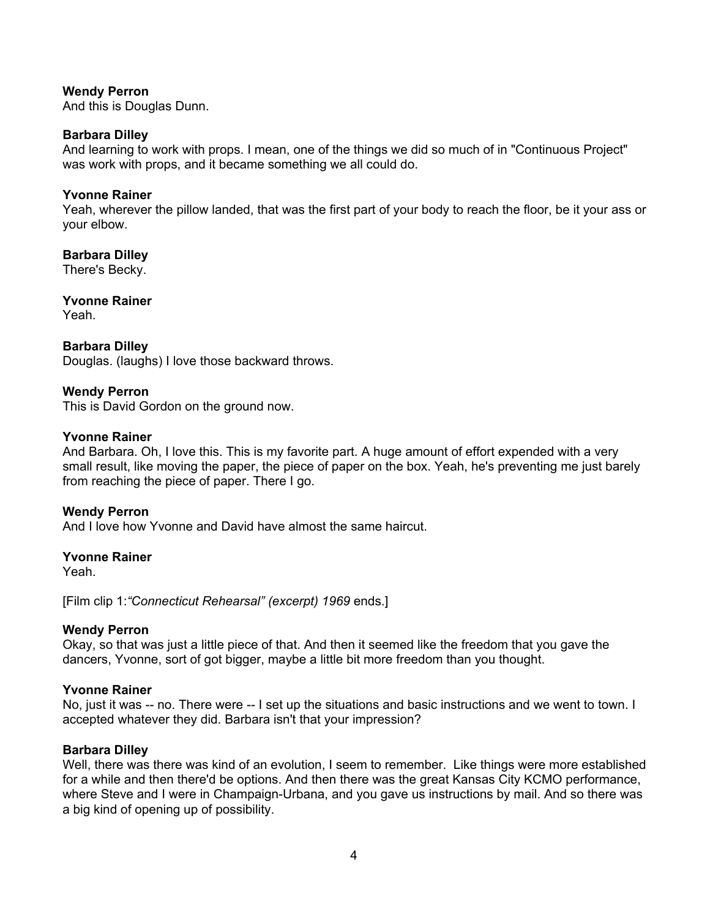**Wendy Perron**
And this is Douglas Dunn.

**Barbara Dilley**
And learning to work with props. I mean, one of the things we did so much of in "Continuous Project" was work with props, and it became something we all could do.

**Yvonne Rainer**
Yeah, wherever the pillow landed, that was the first part of your body to reach the floor, be it your ass or your elbow.

**Barbara Dilley**
There's Becky.

**Yvonne Rainer**
Yeah.

**Barbara Dilley**
Douglas. (laughs) I love those backward throws.

**Wendy Perron**
This is David Gordon on the ground now.

**Yvonne Rainer**
And Barbara. Oh, I love this. This is my favorite part. A huge amount of effort expended with a very small result, like moving the paper, the piece of paper on the box. Yeah, he's preventing me just barely from reaching the piece of paper. There I go.

**Wendy Perron**
And I love how Yvonne and David have almost the same haircut.

**Yvonne Rainer**
Yeah.

[Film clip 1:*"Connecticut Rehearsal" (excerpt) 1969* ends.]

**Wendy Perron**
Okay, so that was just a little piece of that. And then it seemed like the freedom that you gave the dancers, Yvonne, sort of got bigger, maybe a little bit more freedom than you thought.

**Yvonne Rainer**
No, just it was -- no. There were -- I set up the situations and basic instructions and we went to town. I accepted whatever they did. Barbara isn't that your impression?

**Barbara Dilley**
Well, there was there was kind of an evolution, I seem to remember. Like things were more established for a while and then there'd be options. And then there was the great Kansas City KCMO performance, where Steve and I were in Champaign-Urbana, and you gave us instructions by mail. And so there was a big kind of opening up of possibility.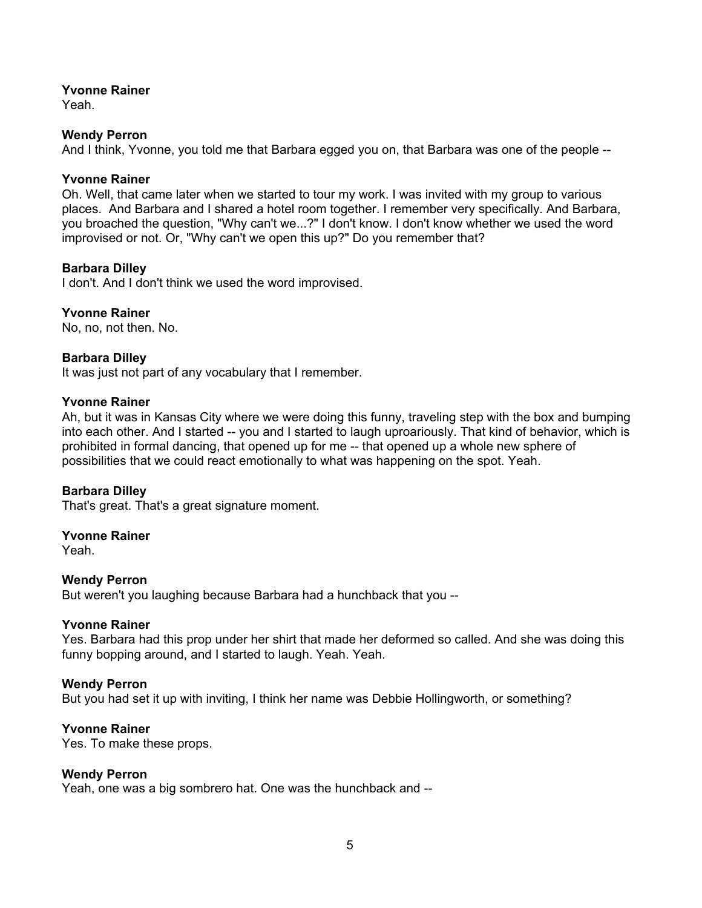**Yvonne Rainer**
Yeah.

**Wendy Perron**
And I think, Yvonne, you told me that Barbara egged you on, that Barbara was one of the people --

**Yvonne Rainer**
Oh. Well, that came later when we started to tour my work. I was invited with my group to various places. And Barbara and I shared a hotel room together. I remember very specifically. And Barbara, you broached the question, "Why can't we...?" I don't know. I don't know whether we used the word improvised or not. Or, "Why can't we open this up?" Do you remember that?

**Barbara Dilley**
I don't. And I don't think we used the word improvised.

**Yvonne Rainer**
No, no, not then. No.

**Barbara Dilley**
It was just not part of any vocabulary that I remember.

**Yvonne Rainer**
Ah, but it was in Kansas City where we were doing this funny, traveling step with the box and bumping into each other. And I started -- you and I started to laugh uproariously. That kind of behavior, which is prohibited in formal dancing, that opened up for me -- that opened up a whole new sphere of possibilities that we could react emotionally to what was happening on the spot. Yeah.

**Barbara Dilley**
That's great. That's a great signature moment.

**Yvonne Rainer**
Yeah.

**Wendy Perron**
But weren't you laughing because Barbara had a hunchback that you --

**Yvonne Rainer**
Yes. Barbara had this prop under her shirt that made her deformed so called. And she was doing this funny bopping around, and I started to laugh. Yeah. Yeah.

**Wendy Perron**
But you had set it up with inviting, I think her name was Debbie Hollingworth, or something?

**Yvonne Rainer**
Yes. To make these props.

**Wendy Perron**
Yeah, one was a big sombrero hat. One was the hunchback and --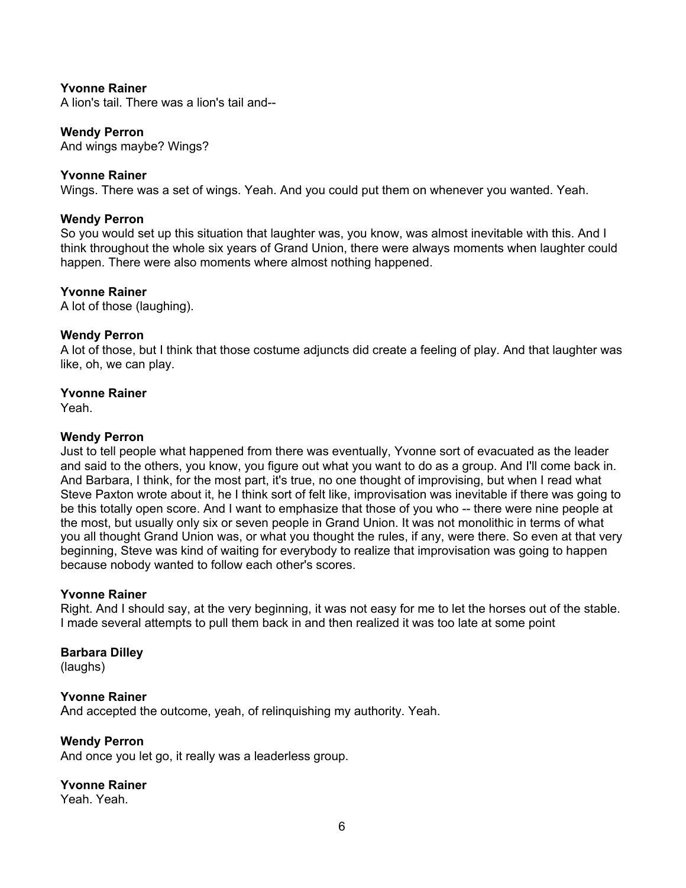**Yvonne Rainer**
A lion's tail. There was a lion's tail and--

**Wendy Perron**
And wings maybe? Wings?

**Yvonne Rainer**
Wings. There was a set of wings. Yeah. And you could put them on whenever you wanted. Yeah.

**Wendy Perron**
So you would set up this situation that laughter was, you know, was almost inevitable with this. And I think throughout the whole six years of Grand Union, there were always moments when laughter could happen. There were also moments where almost nothing happened.

**Yvonne Rainer**
A lot of those (laughing).

**Wendy Perron**
A lot of those, but I think that those costume adjuncts did create a feeling of play. And that laughter was like, oh, we can play.

**Yvonne Rainer**
Yeah.

**Wendy Perron**
Just to tell people what happened from there was eventually, Yvonne sort of evacuated as the leader and said to the others, you know, you figure out what you want to do as a group. And I'll come back in. And Barbara, I think, for the most part, it's true, no one thought of improvising, but when I read what Steve Paxton wrote about it, he I think sort of felt like, improvisation was inevitable if there was going to be this totally open score. And I want to emphasize that those of you who -- there were nine people at the most, but usually only six or seven people in Grand Union. It was not monolithic in terms of what you all thought Grand Union was, or what you thought the rules, if any, were there. So even at that very beginning, Steve was kind of waiting for everybody to realize that improvisation was going to happen because nobody wanted to follow each other's scores.

**Yvonne Rainer**
Right. And I should say, at the very beginning, it was not easy for me to let the horses out of the stable. I made several attempts to pull them back in and then realized it was too late at some point

**Barbara Dilley**
(laughs)

**Yvonne Rainer**
And accepted the outcome, yeah, of relinquishing my authority. Yeah.

**Wendy Perron**
And once you let go, it really was a leaderless group.

**Yvonne Rainer**
Yeah. Yeah.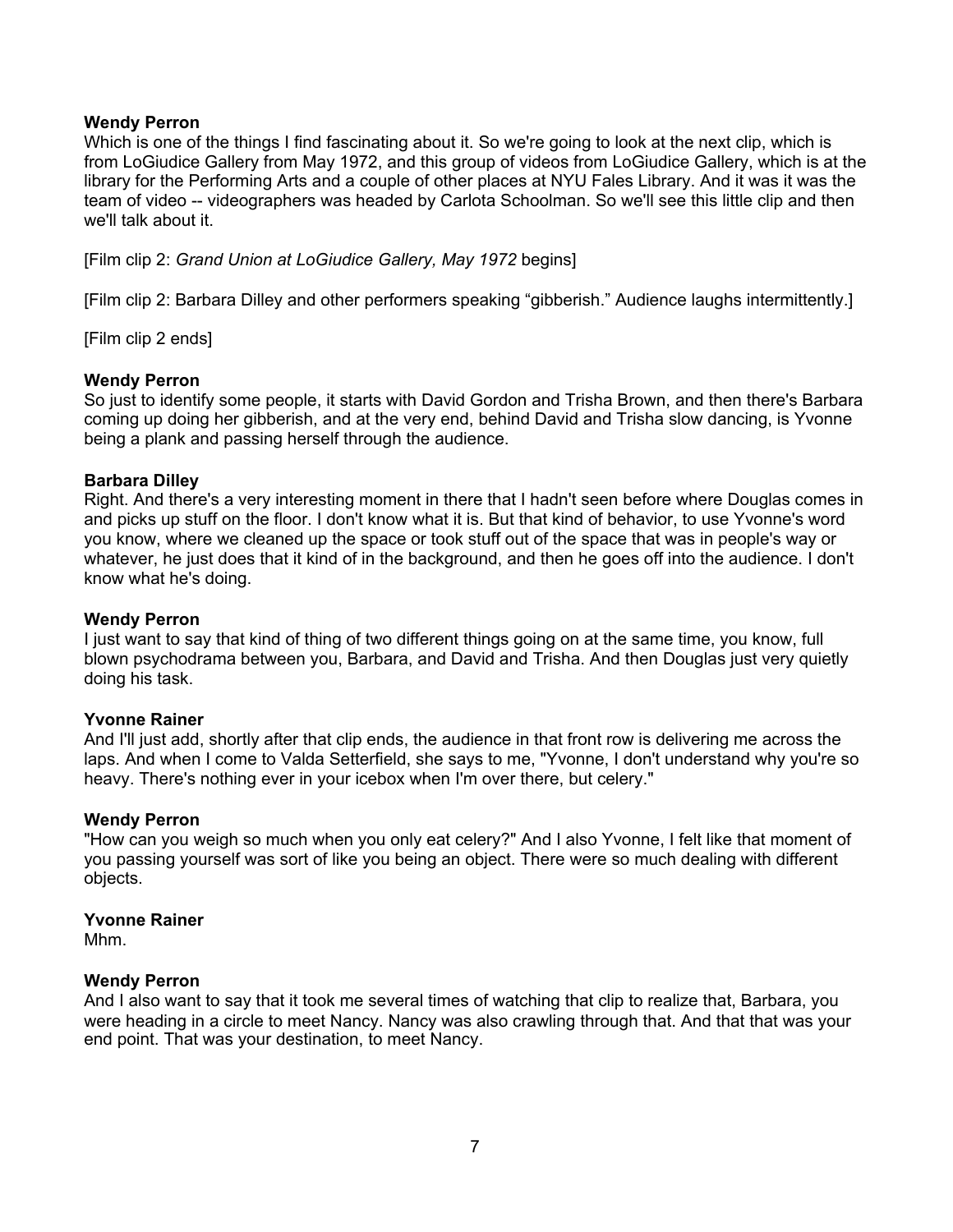**Wendy Perron**

Which is one of the things I find fascinating about it. So we're going to look at the next clip, which is from LoGiudice Gallery from May 1972, and this group of videos from LoGiudice Gallery, which is at the library for the Performing Arts and a couple of other places at NYU Fales Library. And it was it was the team of video -- videographers was headed by Carlota Schoolman. So we'll see this little clip and then we'll talk about it.

[Film clip 2: *Grand Union at LoGiudice Gallery, May 1972* begins]

[Film clip 2: Barbara Dilley and other performers speaking "gibberish." Audience laughs intermittently.]

[Film clip 2 ends]

**Wendy Perron**

So just to identify some people, it starts with David Gordon and Trisha Brown, and then there's Barbara coming up doing her gibberish, and at the very end, behind David and Trisha slow dancing, is Yvonne being a plank and passing herself through the audience.

**Barbara Dilley**

Right. And there's a very interesting moment in there that I hadn't seen before where Douglas comes in and picks up stuff on the floor. I don't know what it is. But that kind of behavior, to use Yvonne's word you know, where we cleaned up the space or took stuff out of the space that was in people's way or whatever, he just does that it kind of in the background, and then he goes off into the audience. I don't know what he's doing.

**Wendy Perron**

I just want to say that kind of thing of two different things going on at the same time, you know, full blown psychodrama between you, Barbara, and David and Trisha. And then Douglas just very quietly doing his task.

**Yvonne Rainer**

And I'll just add, shortly after that clip ends, the audience in that front row is delivering me across the laps. And when I come to Valda Setterfield, she says to me, "Yvonne, I don't understand why you're so heavy. There's nothing ever in your icebox when I'm over there, but celery."

**Wendy Perron**

"How can you weigh so much when you only eat celery?" And I also Yvonne, I felt like that moment of you passing yourself was sort of like you being an object. There were so much dealing with different objects.

**Yvonne Rainer**

Mhm.

**Wendy Perron**

And I also want to say that it took me several times of watching that clip to realize that, Barbara, you were heading in a circle to meet Nancy. Nancy was also crawling through that. And that that was your end point. That was your destination, to meet Nancy.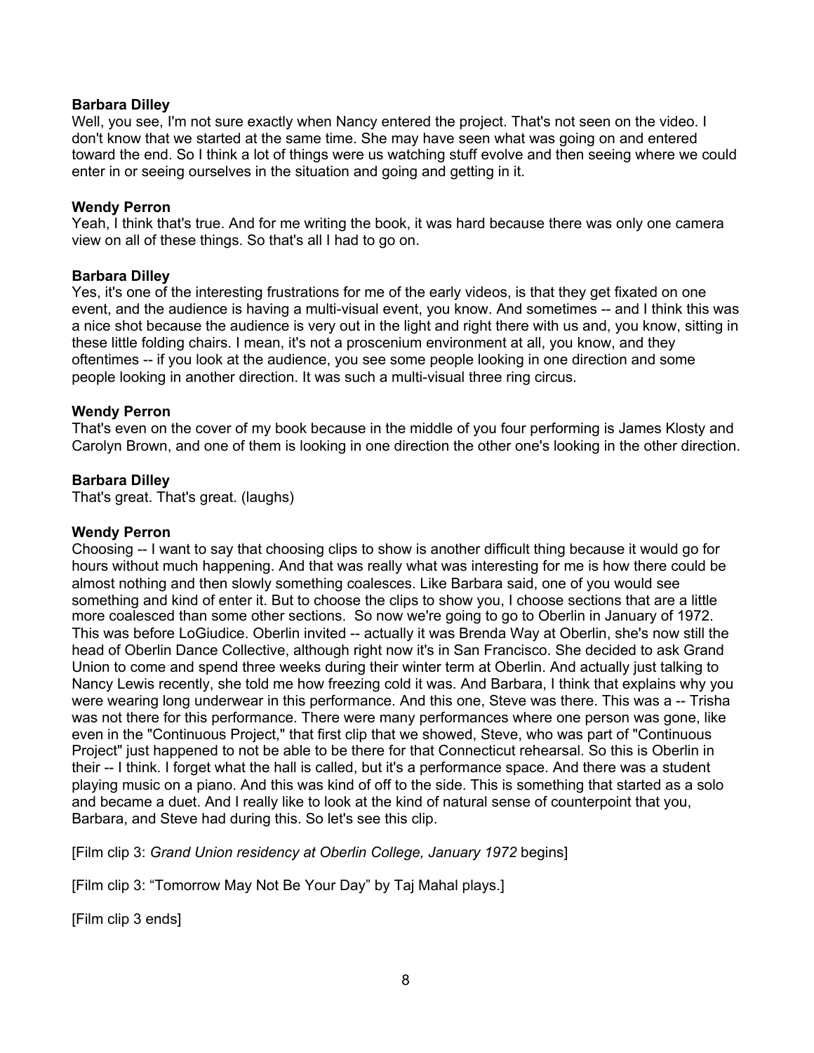**Barbara Dilley**
Well, you see, I'm not sure exactly when Nancy entered the project. That's not seen on the video. I don't know that we started at the same time. She may have seen what was going on and entered toward the end. So I think a lot of things were us watching stuff evolve and then seeing where we could enter in or seeing ourselves in the situation and going and getting in it.

**Wendy Perron**
Yeah, I think that's true. And for me writing the book, it was hard because there was only one camera view on all of these things. So that's all I had to go on.

**Barbara Dilley**
Yes, it's one of the interesting frustrations for me of the early videos, is that they get fixated on one event, and the audience is having a multi-visual event, you know. And sometimes -- and I think this was a nice shot because the audience is very out in the light and right there with us and, you know, sitting in these little folding chairs. I mean, it's not a proscenium environment at all, you know, and they oftentimes -- if you look at the audience, you see some people looking in one direction and some people looking in another direction. It was such a multi-visual three ring circus.

**Wendy Perron**
That's even on the cover of my book because in the middle of you four performing is James Klosty and Carolyn Brown, and one of them is looking in one direction the other one's looking in the other direction.

**Barbara Dilley**
That's great. That's great. (laughs)

**Wendy Perron**
Choosing -- I want to say that choosing clips to show is another difficult thing because it would go for hours without much happening. And that was really what was interesting for me is how there could be almost nothing and then slowly something coalesces. Like Barbara said, one of you would see something and kind of enter it. But to choose the clips to show you, I choose sections that are a little more coalesced than some other sections. So now we're going to go to Oberlin in January of 1972. This was before LoGiudice. Oberlin invited -- actually it was Brenda Way at Oberlin, she's now still the head of Oberlin Dance Collective, although right now it's in San Francisco. She decided to ask Grand Union to come and spend three weeks during their winter term at Oberlin. And actually just talking to Nancy Lewis recently, she told me how freezing cold it was. And Barbara, I think that explains why you were wearing long underwear in this performance. And this one, Steve was there. This was a -- Trisha was not there for this performance. There were many performances where one person was gone, like even in the "Continuous Project," that first clip that we showed, Steve, who was part of "Continuous Project" just happened to not be able to be there for that Connecticut rehearsal. So this is Oberlin in their -- I think. I forget what the hall is called, but it's a performance space. And there was a student playing music on a piano. And this was kind of off to the side. This is something that started as a solo and became a duet. And I really like to look at the kind of natural sense of counterpoint that you, Barbara, and Steve had during this. So let's see this clip.

[Film clip 3: *Grand Union residency at Oberlin College, January 1972* begins]

[Film clip 3: "Tomorrow May Not Be Your Day" by Taj Mahal plays.]

[Film clip 3 ends]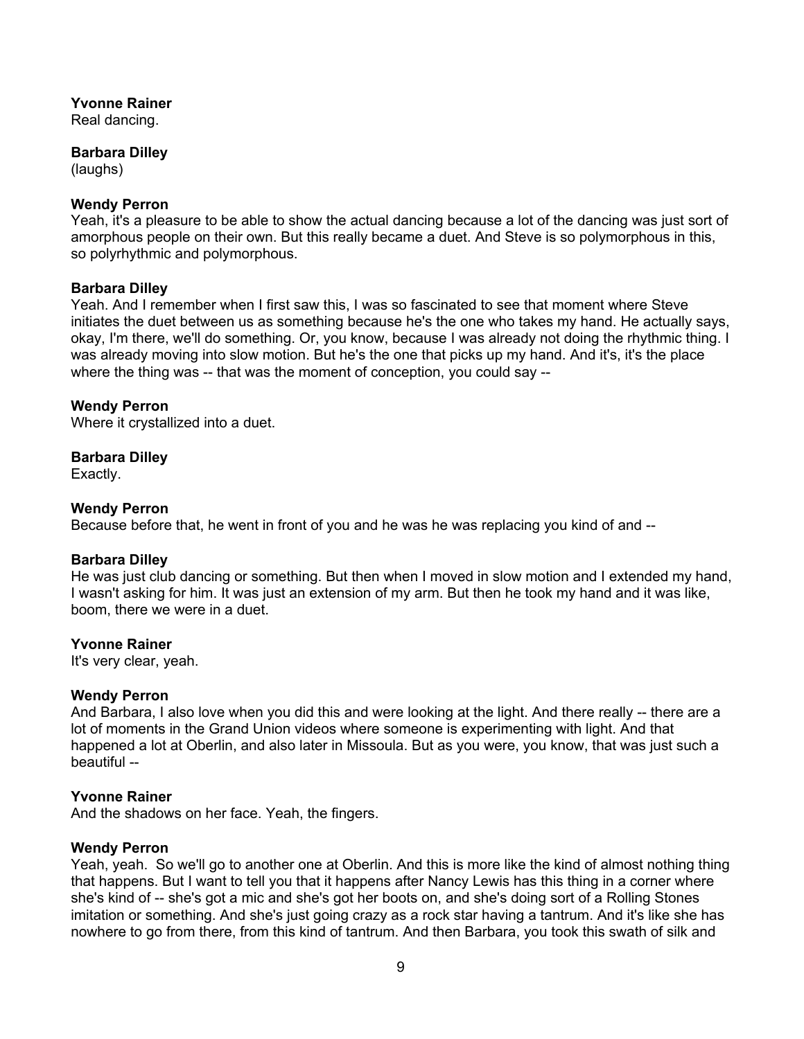**Yvonne Rainer**
Real dancing.

**Barbara Dilley**
(laughs)

**Wendy Perron**
Yeah, it's a pleasure to be able to show the actual dancing because a lot of the dancing was just sort of amorphous people on their own. But this really became a duet. And Steve is so polymorphous in this, so polyrhythmic and polymorphous.

**Barbara Dilley**
Yeah. And I remember when I first saw this, I was so fascinated to see that moment where Steve initiates the duet between us as something because he's the one who takes my hand. He actually says, okay, I'm there, we'll do something. Or, you know, because I was already not doing the rhythmic thing. I was already moving into slow motion. But he's the one that picks up my hand. And it's, it's the place where the thing was -- that was the moment of conception, you could say --

**Wendy Perron**
Where it crystallized into a duet.

**Barbara Dilley**
Exactly.

**Wendy Perron**
Because before that, he went in front of you and he was he was replacing you kind of and --

**Barbara Dilley**
He was just club dancing or something. But then when I moved in slow motion and I extended my hand, I wasn't asking for him. It was just an extension of my arm. But then he took my hand and it was like, boom, there we were in a duet.

**Yvonne Rainer**
It's very clear, yeah.

**Wendy Perron**
And Barbara, I also love when you did this and were looking at the light. And there really -- there are a lot of moments in the Grand Union videos where someone is experimenting with light. And that happened a lot at Oberlin, and also later in Missoula. But as you were, you know, that was just such a beautiful --

**Yvonne Rainer**
And the shadows on her face. Yeah, the fingers.

**Wendy Perron**
Yeah, yeah. So we'll go to another one at Oberlin. And this is more like the kind of almost nothing thing that happens. But I want to tell you that it happens after Nancy Lewis has this thing in a corner where she's kind of -- she's got a mic and she's got her boots on, and she's doing sort of a Rolling Stones imitation or something. And she's just going crazy as a rock star having a tantrum. And it's like she has nowhere to go from there, from this kind of tantrum. And then Barbara, you took this swath of silk and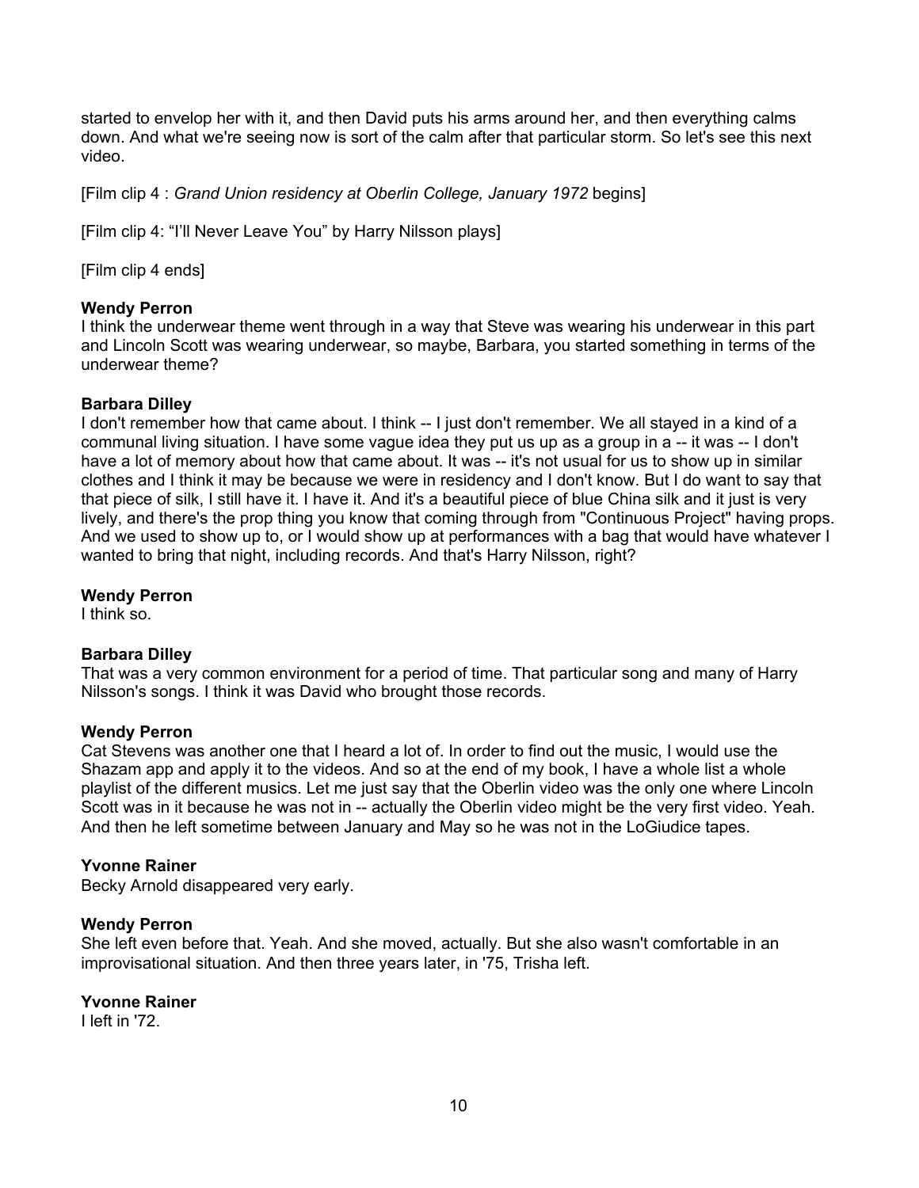started to envelop her with it, and then David puts his arms around her, and then everything calms down. And what we're seeing now is sort of the calm after that particular storm. So let's see this next video.

[Film clip 4 : *Grand Union residency at Oberlin College, January 1972* begins]

[Film clip 4: "I'll Never Leave You" by Harry Nilsson plays]

[Film clip 4 ends]

**Wendy Perron**
I think the underwear theme went through in a way that Steve was wearing his underwear in this part and Lincoln Scott was wearing underwear, so maybe, Barbara, you started something in terms of the underwear theme?

**Barbara Dilley**
I don't remember how that came about. I think -- I just don't remember. We all stayed in a kind of a communal living situation. I have some vague idea they put us up as a group in a -- it was -- I don't have a lot of memory about how that came about. It was -- it's not usual for us to show up in similar clothes and I think it may be because we were in residency and I don't know. But I do want to say that that piece of silk, I still have it. I have it. And it's a beautiful piece of blue China silk and it just is very lively, and there's the prop thing you know that coming through from "Continuous Project" having props. And we used to show up to, or I would show up at performances with a bag that would have whatever I wanted to bring that night, including records. And that's Harry Nilsson, right?

**Wendy Perron**
I think so.

**Barbara Dilley**
That was a very common environment for a period of time. That particular song and many of Harry Nilsson's songs. I think it was David who brought those records.

**Wendy Perron**
Cat Stevens was another one that I heard a lot of. In order to find out the music, I would use the Shazam app and apply it to the videos. And so at the end of my book, I have a whole list a whole playlist of the different musics. Let me just say that the Oberlin video was the only one where Lincoln Scott was in it because he was not in -- actually the Oberlin video might be the very first video. Yeah. And then he left sometime between January and May so he was not in the LoGiudice tapes.

**Yvonne Rainer**
Becky Arnold disappeared very early.

**Wendy Perron**
She left even before that. Yeah. And she moved, actually. But she also wasn't comfortable in an improvisational situation. And then three years later, in '75, Trisha left.

**Yvonne Rainer**
I left in '72.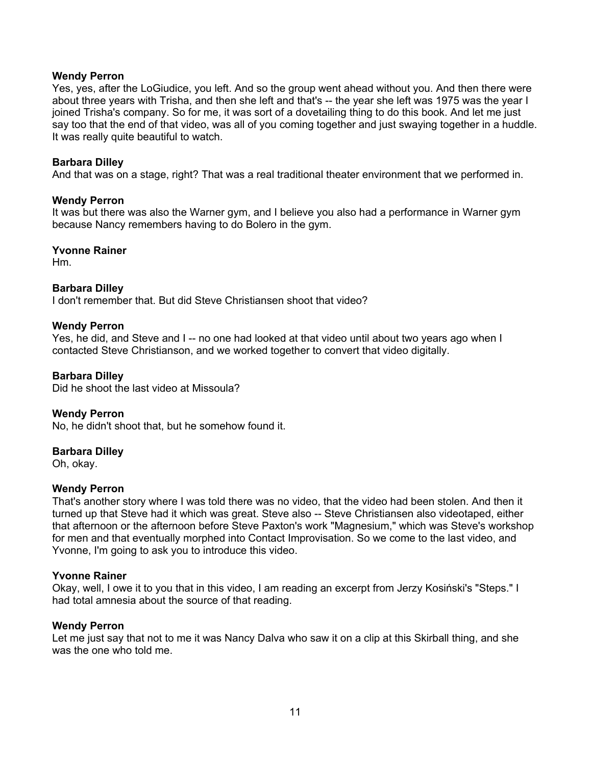**Wendy Perron**
Yes, yes, after the LoGiudice, you left. And so the group went ahead without you. And then there were about three years with Trisha, and then she left and that's -- the year she left was 1975 was the year I joined Trisha's company. So for me, it was sort of a dovetailing thing to do this book. And let me just say too that the end of that video, was all of you coming together and just swaying together in a huddle. It was really quite beautiful to watch.

**Barbara Dilley**
And that was on a stage, right? That was a real traditional theater environment that we performed in.

**Wendy Perron**
It was but there was also the Warner gym, and I believe you also had a performance in Warner gym because Nancy remembers having to do Bolero in the gym.

**Yvonne Rainer**
Hm.

**Barbara Dilley**
I don't remember that. But did Steve Christiansen shoot that video?

**Wendy Perron**
Yes, he did, and Steve and I -- no one had looked at that video until about two years ago when I contacted Steve Christianson, and we worked together to convert that video digitally.

**Barbara Dilley**
Did he shoot the last video at Missoula?

**Wendy Perron**
No, he didn't shoot that, but he somehow found it.

**Barbara Dilley**
Oh, okay.

**Wendy Perron**
That's another story where I was told there was no video, that the video had been stolen. And then it turned up that Steve had it which was great. Steve also -- Steve Christiansen also videotaped, either that afternoon or the afternoon before Steve Paxton's work "Magnesium," which was Steve's workshop for men and that eventually morphed into Contact Improvisation. So we come to the last video, and Yvonne, I'm going to ask you to introduce this video.

**Yvonne Rainer**
Okay, well, I owe it to you that in this video, I am reading an excerpt from Jerzy Kosiński's "Steps." I had total amnesia about the source of that reading.

**Wendy Perron**
Let me just say that not to me it was Nancy Dalva who saw it on a clip at this Skirball thing, and she was the one who told me.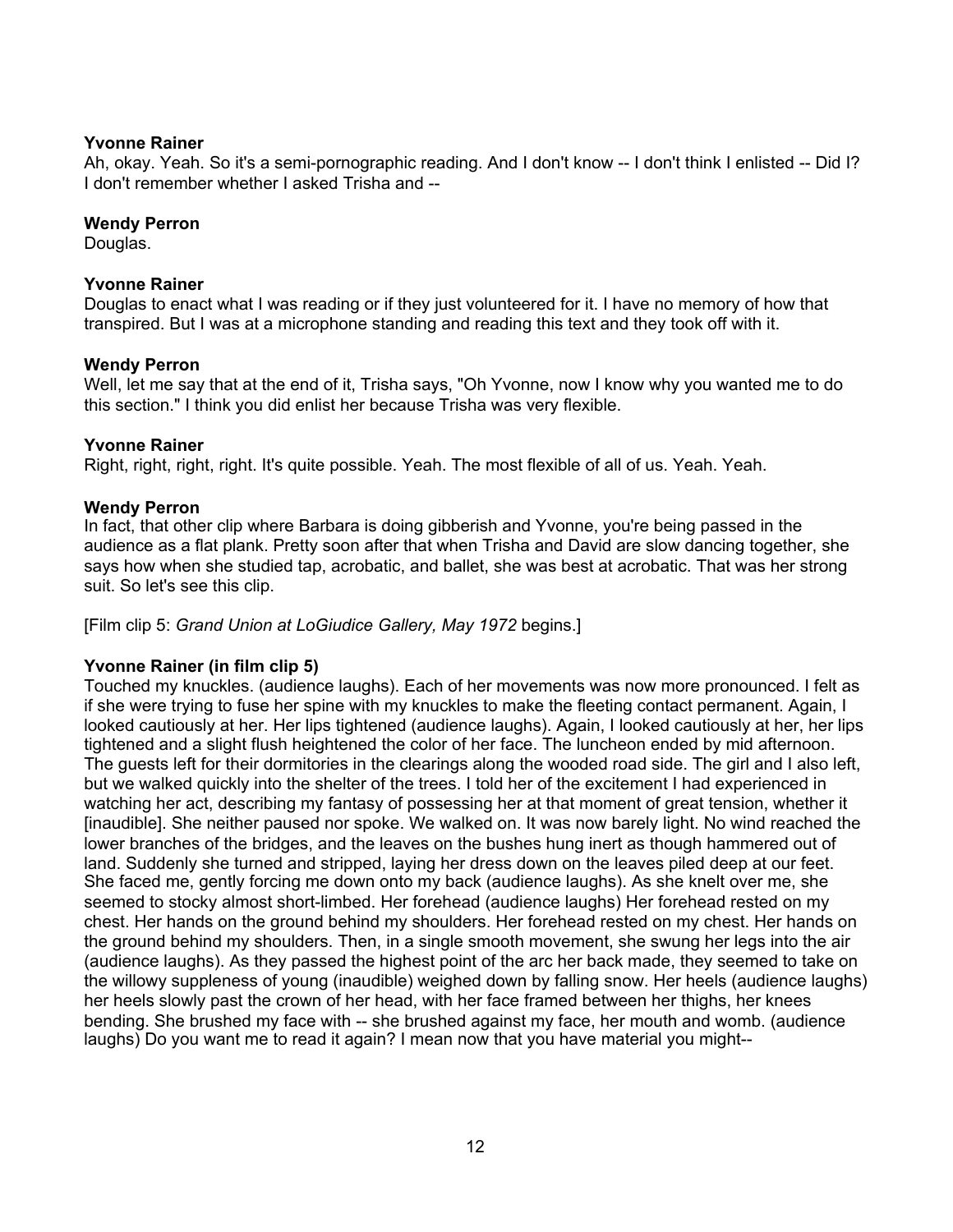**Yvonne Rainer**
Ah, okay. Yeah. So it's a semi-pornographic reading. And I don't know -- I don't think I enlisted -- Did I? I don't remember whether I asked Trisha and --

**Wendy Perron**
Douglas.

**Yvonne Rainer**
Douglas to enact what I was reading or if they just volunteered for it. I have no memory of how that transpired. But I was at a microphone standing and reading this text and they took off with it.

**Wendy Perron**
Well, let me say that at the end of it, Trisha says, "Oh Yvonne, now I know why you wanted me to do this section." I think you did enlist her because Trisha was very flexible.

**Yvonne Rainer**
Right, right, right, right. It's quite possible. Yeah. The most flexible of all of us. Yeah. Yeah.

**Wendy Perron**
In fact, that other clip where Barbara is doing gibberish and Yvonne, you're being passed in the audience as a flat plank. Pretty soon after that when Trisha and David are slow dancing together, she says how when she studied tap, acrobatic, and ballet, she was best at acrobatic. That was her strong suit. So let's see this clip.

[Film clip 5: *Grand Union at LoGiudice Gallery, May 1972* begins.]

**Yvonne Rainer (in film clip 5)**
Touched my knuckles. (audience laughs). Each of her movements was now more pronounced. I felt as if she were trying to fuse her spine with my knuckles to make the fleeting contact permanent. Again, I looked cautiously at her. Her lips tightened (audience laughs). Again, I looked cautiously at her, her lips tightened and a slight flush heightened the color of her face. The luncheon ended by mid afternoon. The guests left for their dormitories in the clearings along the wooded road side. The girl and I also left, but we walked quickly into the shelter of the trees. I told her of the excitement I had experienced in watching her act, describing my fantasy of possessing her at that moment of great tension, whether it [inaudible]. She neither paused nor spoke. We walked on. It was now barely light. No wind reached the lower branches of the bridges, and the leaves on the bushes hung inert as though hammered out of land. Suddenly she turned and stripped, laying her dress down on the leaves piled deep at our feet. She faced me, gently forcing me down onto my back (audience laughs). As she knelt over me, she seemed to stocky almost short-limbed. Her forehead (audience laughs) Her forehead rested on my chest. Her hands on the ground behind my shoulders. Her forehead rested on my chest. Her hands on the ground behind my shoulders. Then, in a single smooth movement, she swung her legs into the air (audience laughs). As they passed the highest point of the arc her back made, they seemed to take on the willowy suppleness of young (inaudible) weighed down by falling snow. Her heels (audience laughs) her heels slowly past the crown of her head, with her face framed between her thighs, her knees bending. She brushed my face with -- she brushed against my face, her mouth and womb. (audience laughs) Do you want me to read it again? I mean now that you have material you might--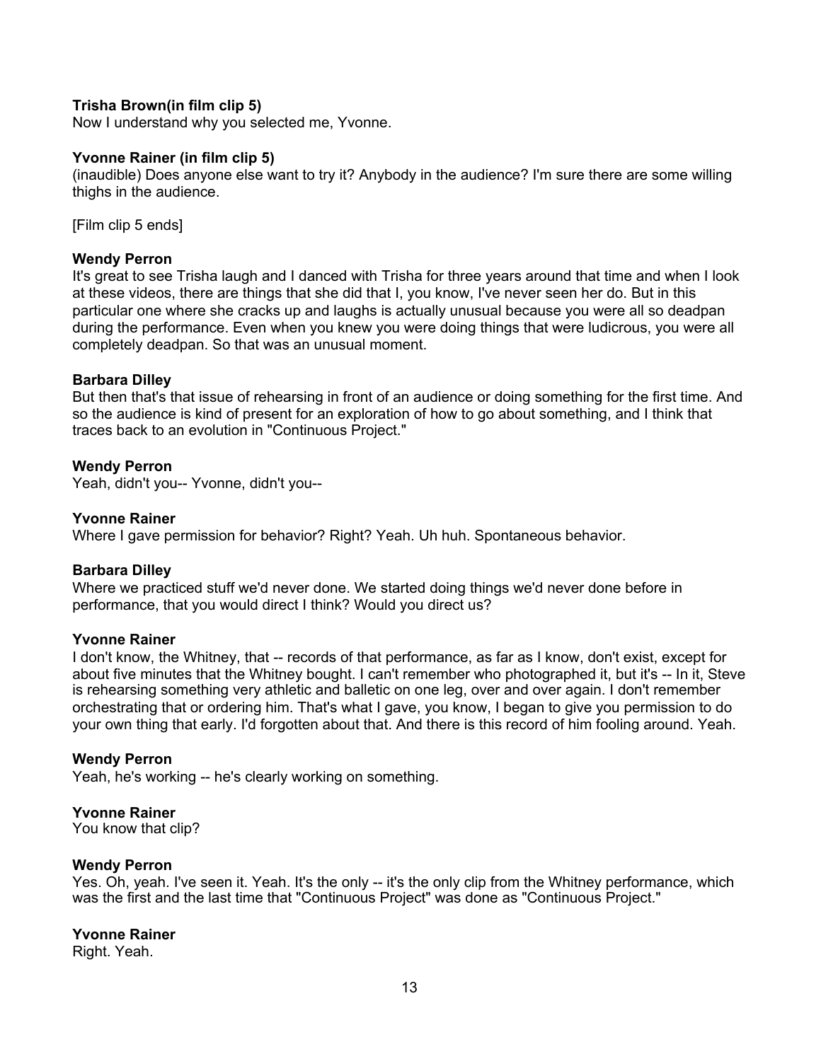**Trisha Brown(in film clip 5)**
Now I understand why you selected me, Yvonne.

**Yvonne Rainer (in film clip 5)**
(inaudible) Does anyone else want to try it? Anybody in the audience? I'm sure there are some willing thighs in the audience.

[Film clip 5 ends]

**Wendy Perron**
It's great to see Trisha laugh and I danced with Trisha for three years around that time and when I look at these videos, there are things that she did that I, you know, I've never seen her do. But in this particular one where she cracks up and laughs is actually unusual because you were all so deadpan during the performance. Even when you knew you were doing things that were ludicrous, you were all completely deadpan. So that was an unusual moment.

**Barbara Dilley**
But then that's that issue of rehearsing in front of an audience or doing something for the first time. And so the audience is kind of present for an exploration of how to go about something, and I think that traces back to an evolution in "Continuous Project."

**Wendy Perron**
Yeah, didn't you-- Yvonne, didn't you--

**Yvonne Rainer**
Where I gave permission for behavior? Right? Yeah. Uh huh. Spontaneous behavior.

**Barbara Dilley**
Where we practiced stuff we'd never done. We started doing things we'd never done before in performance, that you would direct I think? Would you direct us?

**Yvonne Rainer**
I don't know, the Whitney, that -- records of that performance, as far as I know, don't exist, except for about five minutes that the Whitney bought. I can't remember who photographed it, but it's -- In it, Steve is rehearsing something very athletic and balletic on one leg, over and over again. I don't remember orchestrating that or ordering him. That's what I gave, you know, I began to give you permission to do your own thing that early. I'd forgotten about that. And there is this record of him fooling around. Yeah.

**Wendy Perron**
Yeah, he's working -- he's clearly working on something.

**Yvonne Rainer**
You know that clip?

**Wendy Perron**
Yes. Oh, yeah. I've seen it. Yeah. It's the only -- it's the only clip from the Whitney performance, which was the first and the last time that "Continuous Project" was done as "Continuous Project."

**Yvonne Rainer**
Right. Yeah.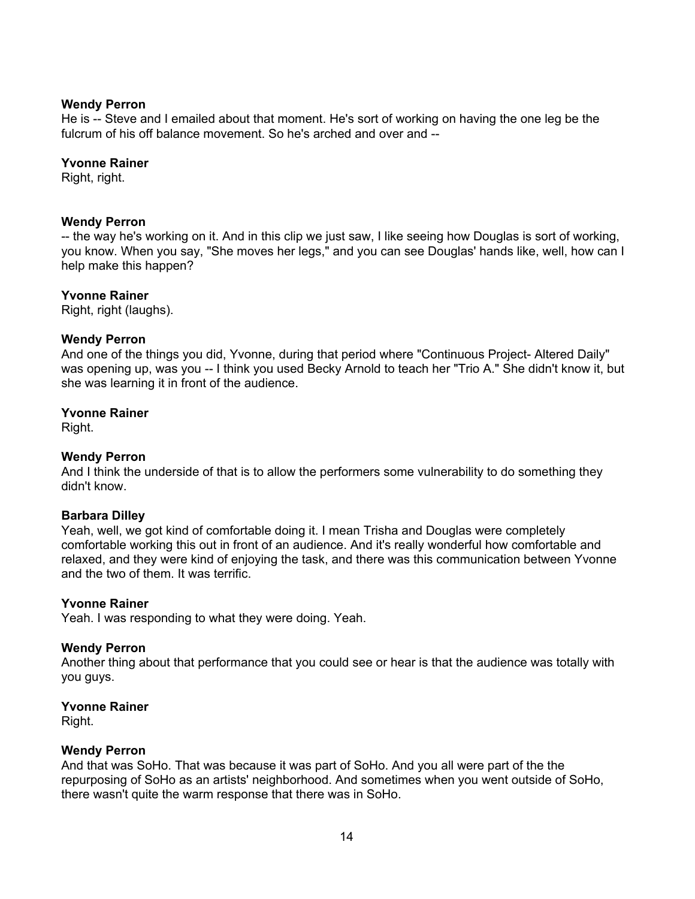**Wendy Perron**
He is -- Steve and I emailed about that moment. He's sort of working on having the one leg be the fulcrum of his off balance movement. So he's arched and over and --

**Yvonne Rainer**
Right, right.

**Wendy Perron**
-- the way he's working on it. And in this clip we just saw, I like seeing how Douglas is sort of working, you know. When you say, "She moves her legs," and you can see Douglas' hands like, well, how can I help make this happen?

**Yvonne Rainer**
Right, right (laughs).

**Wendy Perron**
And one of the things you did, Yvonne, during that period where "Continuous Project- Altered Daily" was opening up, was you -- I think you used Becky Arnold to teach her "Trio A." She didn't know it, but she was learning it in front of the audience.

**Yvonne Rainer**
Right.

**Wendy Perron**
And I think the underside of that is to allow the performers some vulnerability to do something they didn't know.

**Barbara Dilley**
Yeah, well, we got kind of comfortable doing it. I mean Trisha and Douglas were completely comfortable working this out in front of an audience. And it's really wonderful how comfortable and relaxed, and they were kind of enjoying the task, and there was this communication between Yvonne and the two of them. It was terrific.

**Yvonne Rainer**
Yeah. I was responding to what they were doing. Yeah.

**Wendy Perron**
Another thing about that performance that you could see or hear is that the audience was totally with you guys.

**Yvonne Rainer**
Right.

**Wendy Perron**
And that was SoHo. That was because it was part of SoHo. And you all were part of the the repurposing of SoHo as an artists' neighborhood. And sometimes when you went outside of SoHo, there wasn't quite the warm response that there was in SoHo.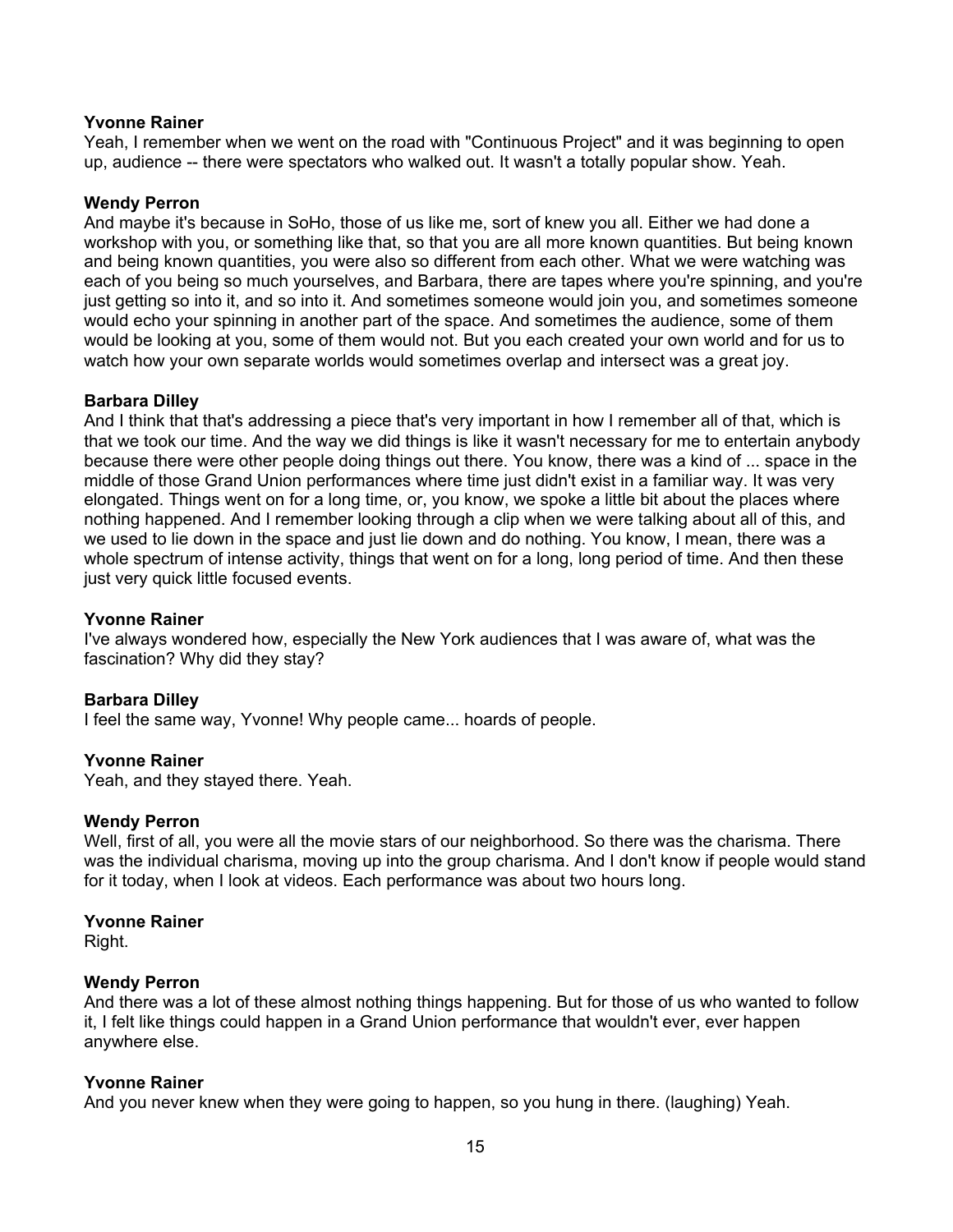**Yvonne Rainer**
Yeah, I remember when we went on the road with "Continuous Project" and it was beginning to open up, audience -- there were spectators who walked out. It wasn't a totally popular show. Yeah.

**Wendy Perron**
And maybe it's because in SoHo, those of us like me, sort of knew you all. Either we had done a workshop with you, or something like that, so that you are all more known quantities. But being known and being known quantities, you were also so different from each other. What we were watching was each of you being so much yourselves, and Barbara, there are tapes where you're spinning, and you're just getting so into it, and so into it. And sometimes someone would join you, and sometimes someone would echo your spinning in another part of the space. And sometimes the audience, some of them would be looking at you, some of them would not. But you each created your own world and for us to watch how your own separate worlds would sometimes overlap and intersect was a great joy.

**Barbara Dilley**
And I think that that's addressing a piece that's very important in how I remember all of that, which is that we took our time. And the way we did things is like it wasn't necessary for me to entertain anybody because there were other people doing things out there. You know, there was a kind of ... space in the middle of those Grand Union performances where time just didn't exist in a familiar way. It was very elongated. Things went on for a long time, or, you know, we spoke a little bit about the places where nothing happened. And I remember looking through a clip when we were talking about all of this, and we used to lie down in the space and just lie down and do nothing. You know, I mean, there was a whole spectrum of intense activity, things that went on for a long, long period of time. And then these just very quick little focused events.

**Yvonne Rainer**
I've always wondered how, especially the New York audiences that I was aware of, what was the fascination? Why did they stay?

**Barbara Dilley**
I feel the same way, Yvonne! Why people came... hoards of people.

**Yvonne Rainer**
Yeah, and they stayed there. Yeah.

**Wendy Perron**
Well, first of all, you were all the movie stars of our neighborhood. So there was the charisma. There was the individual charisma, moving up into the group charisma. And I don't know if people would stand for it today, when I look at videos. Each performance was about two hours long.

**Yvonne Rainer**
Right.

**Wendy Perron**
And there was a lot of these almost nothing things happening. But for those of us who wanted to follow it, I felt like things could happen in a Grand Union performance that wouldn't ever, ever happen anywhere else.

**Yvonne Rainer**
And you never knew when they were going to happen, so you hung in there. (laughing) Yeah.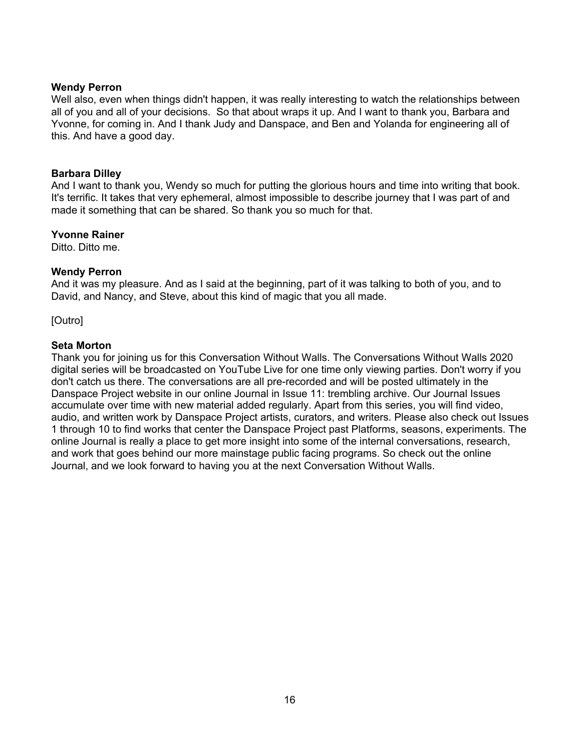**Wendy Perron**
Well also, even when things didn't happen, it was really interesting to watch the relationships between all of you and all of your decisions.  So that about wraps it up. And I want to thank you, Barbara and Yvonne, for coming in. And I thank Judy and Danspace, and Ben and Yolanda for engineering all of this. And have a good day.

**Barbara Dilley**
And I want to thank you, Wendy so much for putting the glorious hours and time into writing that book. It's terrific. It takes that very ephemeral, almost impossible to describe journey that I was part of and made it something that can be shared. So thank you so much for that.

**Yvonne Rainer**
Ditto. Ditto me.

**Wendy Perron**
And it was my pleasure. And as I said at the beginning, part of it was talking to both of you, and to David, and Nancy, and Steve, about this kind of magic that you all made.

[Outro]

**Seta Morton**
Thank you for joining us for this Conversation Without Walls. The Conversations Without Walls 2020 digital series will be broadcasted on YouTube Live for one time only viewing parties. Don't worry if you don't catch us there. The conversations are all pre-recorded and will be posted ultimately in the Danspace Project website in our online Journal in Issue 11: trembling archive. Our Journal Issues accumulate over time with new material added regularly. Apart from this series, you will find video, audio, and written work by Danspace Project artists, curators, and writers. Please also check out Issues 1 through 10 to find works that center the Danspace Project past Platforms, seasons, experiments. The online Journal is really a place to get more insight into some of the internal conversations, research, and work that goes behind our more mainstage public facing programs. So check out the online Journal, and we look forward to having you at the next Conversation Without Walls.